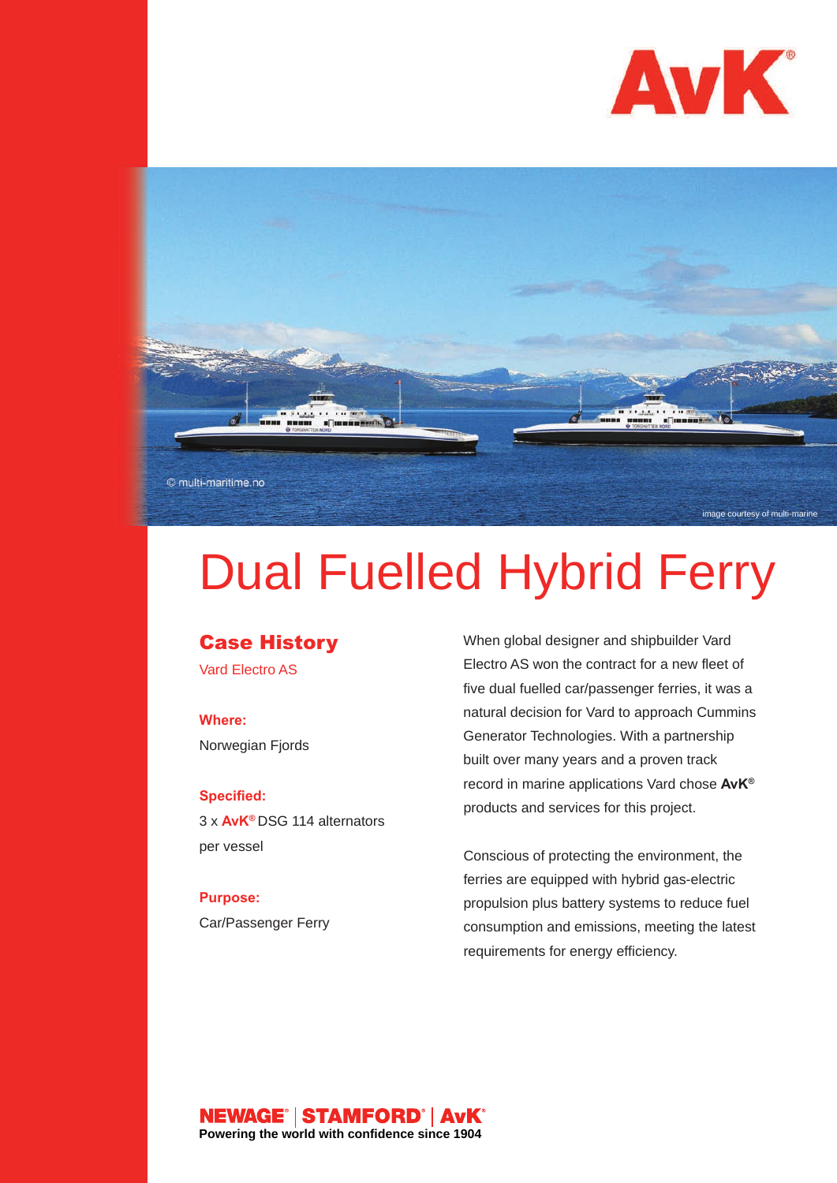AvK®

© multi-maritime.no

image courtesy of multi-marine

# Dual Fuelled Hybrid Ferry

## Case History

Vard Electro AS

**Where:**

Norwegian Fjords

**Specified:**

3 x **AvK®** DSG 114 alternators per vessel

**Purpose:**

Car/Passenger Ferry

When global designer and shipbuilder Vard Electro AS won the contract for a new fleet of five dual fuelled car/passenger ferries, it was a natural decision for Vard to approach Cummins Generator Technologies. With a partnership built over many years and a proven track record in marine applications Vard chose **AvK®** products and services for this project.

Conscious of protecting the environment, the ferries are equipped with hybrid gas-electric propulsion plus battery systems to reduce fuel consumption and emissions, meeting the latest requirements for energy efficiency.

**NEWAGE® | STAMFORD® | AvK®**

**Powering the world with confidence since 1904**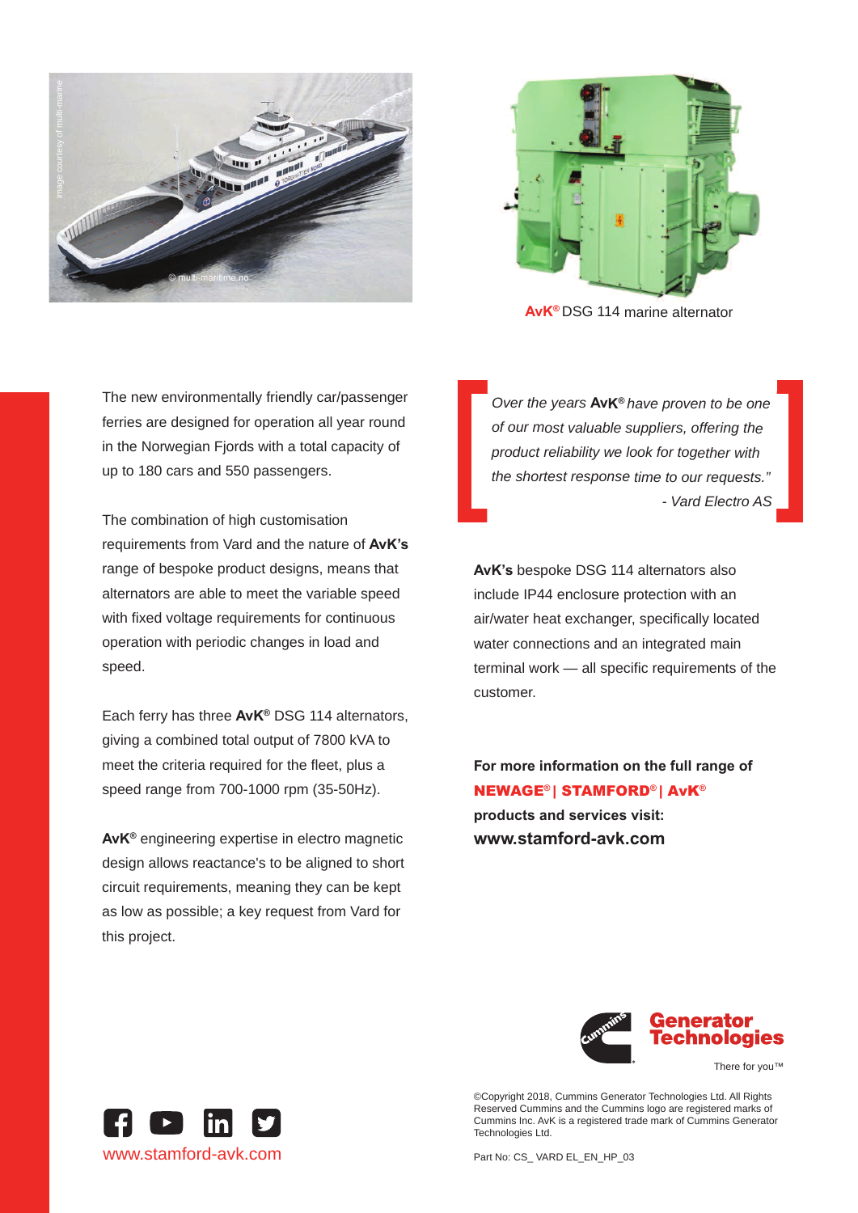AvK® DSG 114 marine alternator

The new environmentally friendly car/passenger ferries are designed for operation all year round in the Norwegian Fjords with a total capacity of up to 180 cars and 550 passengers.

The combination of high customisation requirements from Vard and the nature of **AvK's** range of bespoke product designs, means that alternators are able to meet the variable speed with fixed voltage requirements for continuous operation with periodic changes in load and speed.

Each ferry has three **AvK®** DSG 114 alternators, giving a combined total output of 7800 kVA to meet the criteria required for the fleet, plus a speed range from 700-1000 rpm (35-50Hz).

**AvK®** engineering expertise in electro magnetic design allows reactance's to be aligned to short circuit requirements, meaning they can be kept as low as possible; a key request from Vard for this project.

*Over the years* **AvK®** *have proven to be one of our most valuable suppliers, offering the product reliability we look for together with the shortest response time to our requests."*
*- Vard Electro AS*

**AvK's** bespoke DSG 114 alternators also include IP44 enclosure protection with an air/water heat exchanger, specifically located water connections and an integrated main terminal work — all specific requirements of the customer.

**For more information on the full range of NEWAGE® | STAMFORD® | AvK® products and services visit:**
**www.stamford-avk.com**

Generator Technologies

There for you™

©Copyright 2018, Cummins Generator Technologies Ltd. All Rights Reserved Cummins and the Cummins logo are registered marks of Cummins Inc. AvK is a registered trade mark of Cummins Generator Technologies Ltd.

Part No: CS_ VARD EL_EN_HP_03

www.stamford-avk.com